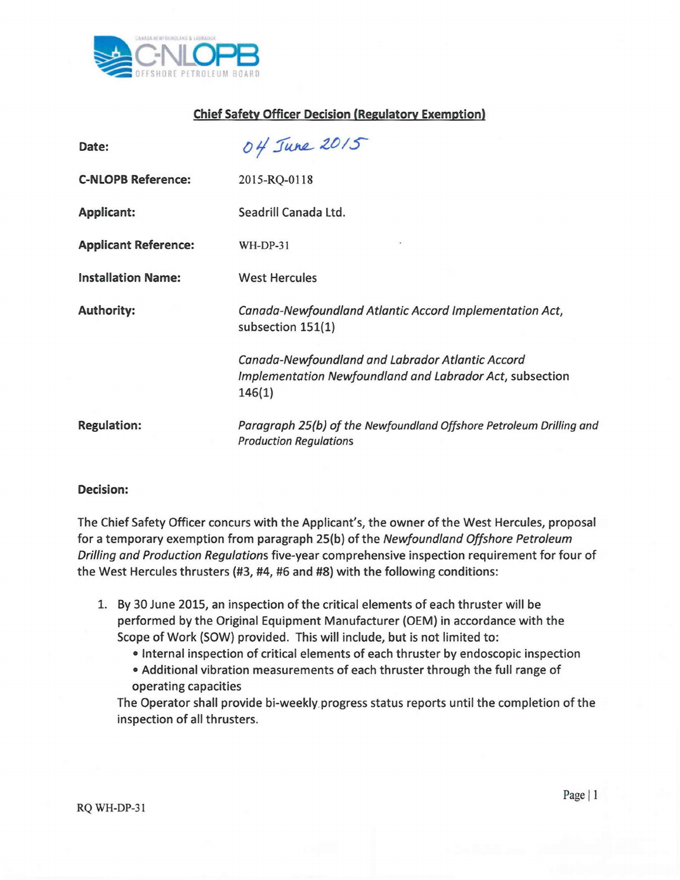## Chief Safety Officer Decision (Regulatory Exemption)

| | |
|---|---|
| **Date:** | 04 June 2015 |
| **C-NLOPB Reference:** | 2015-RQ-0118 |
| **Applicant:** | Seadrill Canada Ltd. |
| **Applicant Reference:** | WH-DP-31 |
| **Installation Name:** | West Hercules |
| **Authority:** | *Canada-Newfoundland Atlantic Accord Implementation Act*, subsection 151(1)<br><br>*Canada-Newfoundland and Labrador Atlantic Accord Implementation Newfoundland and Labrador Act*, subsection 146(1) |
| **Regulation:** | *Paragraph 25(b) of the Newfoundland Offshore Petroleum Drilling and Production Regulations* |

**Decision:**

The Chief Safety Officer concurs with the Applicant's, the owner of the West Hercules, proposal for a temporary exemption from paragraph 25(b) of the *Newfoundland Offshore Petroleum Drilling and Production Regulations* five-year comprehensive inspection requirement for four of the West Hercules thrusters (#3, #4, #6 and #8) with the following conditions:

1. By 30 June 2015, an inspection of the critical elements of each thruster will be performed by the Original Equipment Manufacturer (OEM) in accordance with the Scope of Work (SOW) provided. This will include, but is not limited to:
   - Internal inspection of critical elements of each thruster by endoscopic inspection
   - Additional vibration measurements of each thruster through the full range of operating capacities

   The Operator shall provide bi-weekly progress status reports until the completion of the inspection of all thrusters.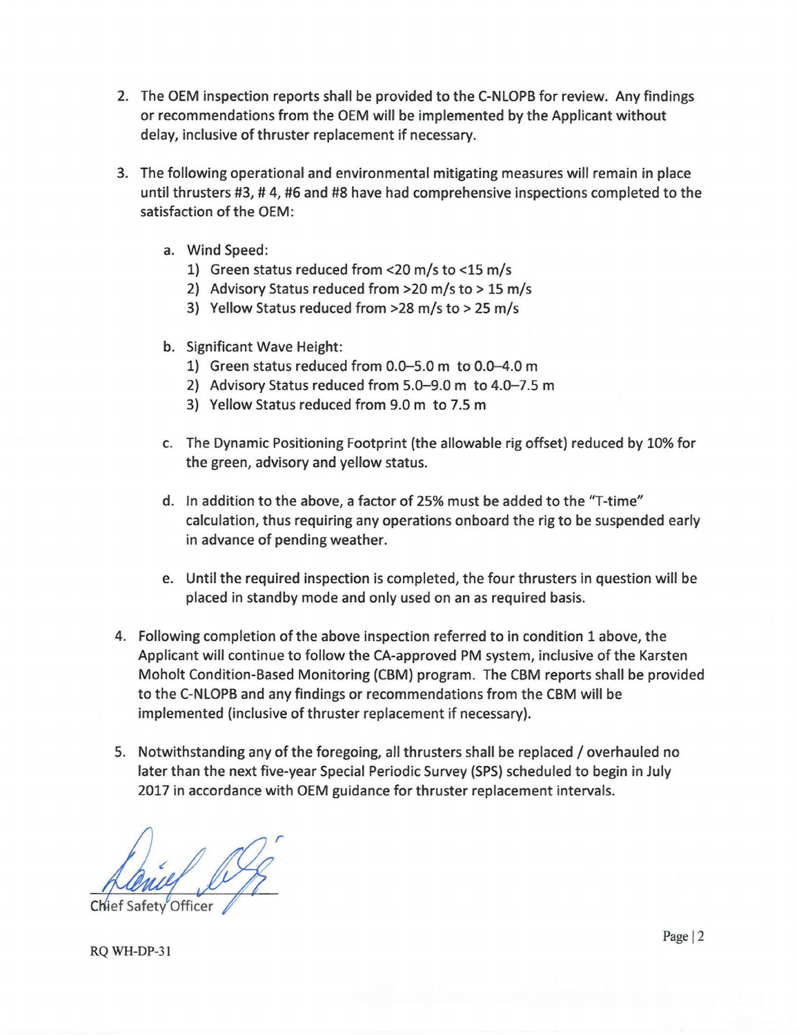2. The OEM inspection reports shall be provided to the C-NLOPB for review. Any findings or recommendations from the OEM will be implemented by the Applicant without delay, inclusive of thruster replacement if necessary.

3. The following operational and environmental mitigating measures will remain in place until thrusters #3, # 4, #6 and #8 have had comprehensive inspections completed to the satisfaction of the OEM:

   a. Wind Speed:
      1) Green status reduced from <20 m/s to <15 m/s
      2) Advisory Status reduced from >20 m/s to > 15 m/s
      3) Yellow Status reduced from >28 m/s to > 25 m/s

   b. Significant Wave Height:
      1) Green status reduced from 0.0–5.0 m to 0.0–4.0 m
      2) Advisory Status reduced from 5.0–9.0 m to 4.0–7.5 m
      3) Yellow Status reduced from 9.0 m to 7.5 m

   c. The Dynamic Positioning Footprint (the allowable rig offset) reduced by 10% for the green, advisory and yellow status.

   d. In addition to the above, a factor of 25% must be added to the "T-time" calculation, thus requiring any operations onboard the rig to be suspended early in advance of pending weather.

   e. Until the required inspection is completed, the four thrusters in question will be placed in standby mode and only used on an as required basis.

4. Following completion of the above inspection referred to in condition 1 above, the Applicant will continue to follow the CA-approved PM system, inclusive of the Karsten Moholt Condition-Based Monitoring (CBM) program. The CBM reports shall be provided to the C-NLOPB and any findings or recommendations from the CBM will be implemented (inclusive of thruster replacement if necessary).

5. Notwithstanding any of the foregoing, all thrusters shall be replaced / overhauled no later than the next five-year Special Periodic Survey (SPS) scheduled to begin in July 2017 in accordance with OEM guidance for thruster replacement intervals.

Chief Safety Officer

RQ WH-DP-31